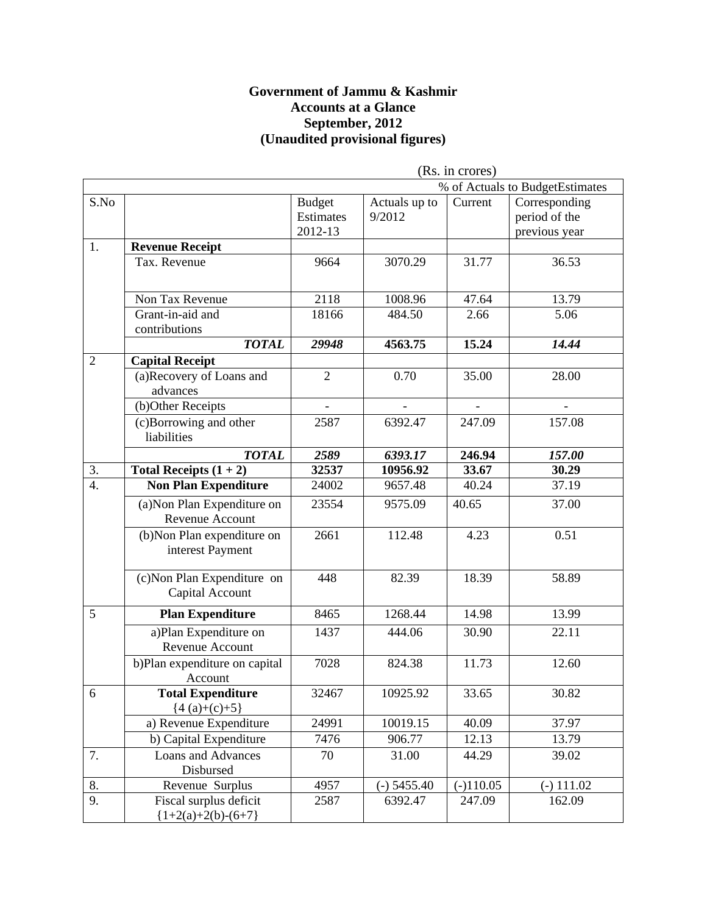# Government of Jammu & Kashmir
## Accounts at a Glance
## September, 2012
## (Unaudited provisional figures)

(Rs. in crores)

| S.No | | Budget Estimates 2012-13 | Actuals up to 9/2012 | % of Actuals to BudgetEstimates | |
|---|---|---|---|---|---|
| | | | | Current | Corresponding period of the previous year |
| 1. | **Revenue Receipt** | | | | |
| | Tax. Revenue | 9664 | 3070.29 | 31.77 | 36.53 |
| | Non Tax Revenue | 2118 | 1008.96 | 47.64 | 13.79 |
| | Grant-in-aid and contributions | 18166 | 484.50 | 2.66 | 5.06 |
| | ***TOTAL*** | ***29948*** | **4563.75** | **15.24** | ***14.44*** |
| 2 | **Capital Receipt** | | | | |
| | (a)Recovery of Loans and advances | 2 | 0.70 | 35.00 | 28.00 |
| | (b)Other Receipts | - | - | - | - |
| | (c)Borrowing and other liabilities | 2587 | 6392.47 | 247.09 | 157.08 |
| | ***TOTAL*** | ***2589*** | ***6393.17*** | **246.94** | ***157.00*** |
| 3. | **Total Receipts (1 + 2)** | **32537** | **10956.92** | **33.67** | **30.29** |
| 4. | **Non Plan Expenditure** | 24002 | 9657.48 | 40.24 | 37.19 |
| | (a)Non Plan Expenditure on Revenue Account | 23554 | 9575.09 | 40.65 | 37.00 |
| | (b)Non Plan expenditure on interest Payment | 2661 | 112.48 | 4.23 | 0.51 |
| | (c)Non Plan Expenditure on Capital Account | 448 | 82.39 | 18.39 | 58.89 |
| 5 | **Plan Expenditure** | 8465 | 1268.44 | 14.98 | 13.99 |
| | a)Plan Expenditure on Revenue Account | 1437 | 444.06 | 30.90 | 22.11 |
| | b)Plan expenditure on capital Account | 7028 | 824.38 | 11.73 | 12.60 |
| 6 | **Total Expenditure** {4 (a)+(c)+5} | 32467 | 10925.92 | 33.65 | 30.82 |
| | a) Revenue Expenditure | 24991 | 10019.15 | 40.09 | 37.97 |
| | b) Capital Expenditure | 7476 | 906.77 | 12.13 | 13.79 |
| 7. | Loans and Advances Disbursed | 70 | 31.00 | 44.29 | 39.02 |
| 8. | Revenue Surplus | 4957 | (-) 5455.40 | (-)110.05 | (-) 111.02 |
| 9. | Fiscal surplus deficit {1+2(a)+2(b)-(6+7} | 2587 | 6392.47 | 247.09 | 162.09 |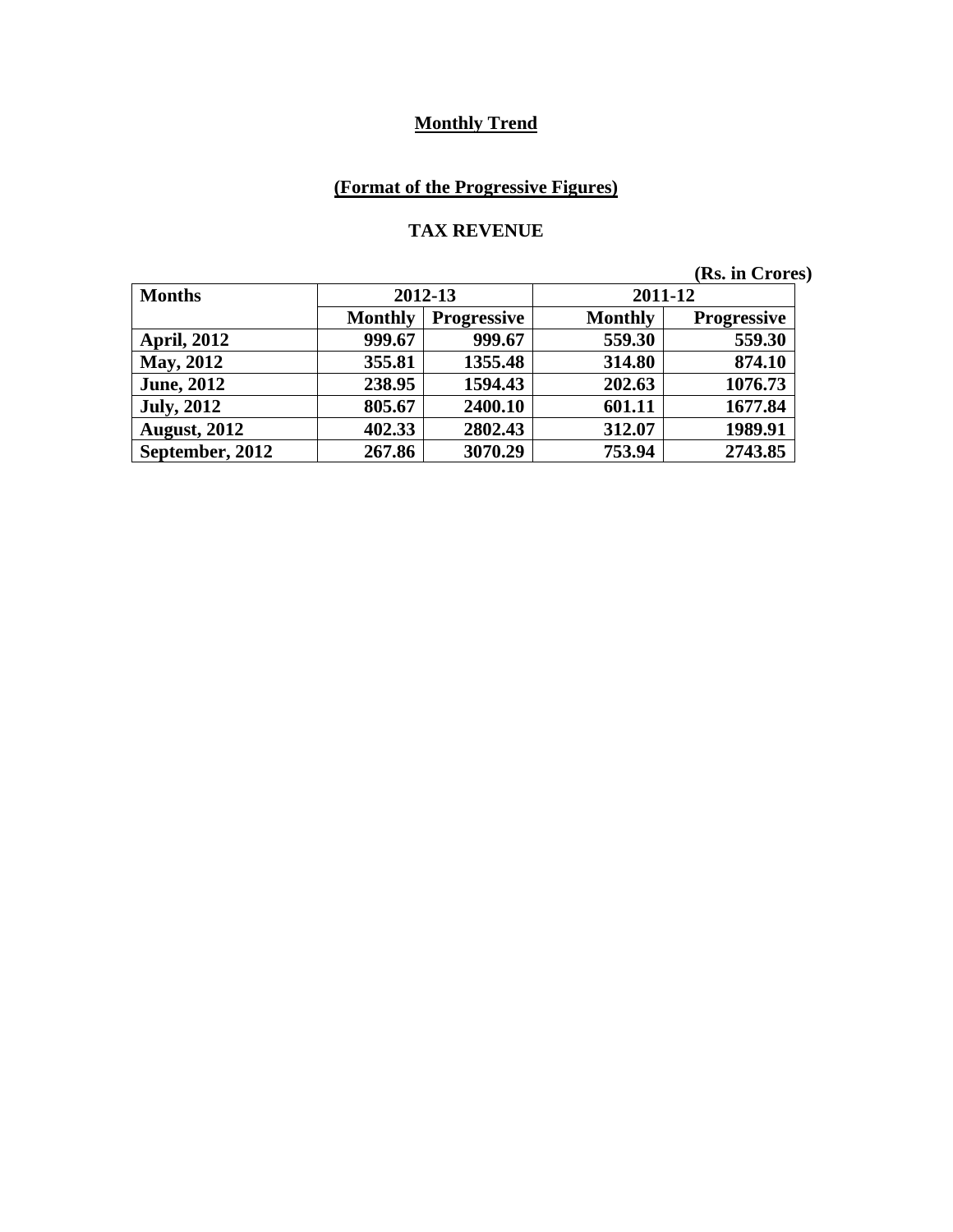## Monthly Trend

### (Format of the Progressive Figures)

### TAX REVENUE

(Rs. in Crores)

| Months | 2012-13 | | 2011-12 | |
|---|---|---|---|---|
| | Monthly | Progressive | Monthly | Progressive |
| April, 2012 | 999.67 | 999.67 | 559.30 | 559.30 |
| May, 2012 | 355.81 | 1355.48 | 314.80 | 874.10 |
| June, 2012 | 238.95 | 1594.43 | 202.63 | 1076.73 |
| July, 2012 | 805.67 | 2400.10 | 601.11 | 1677.84 |
| August, 2012 | 402.33 | 2802.43 | 312.07 | 1989.91 |
| September, 2012 | 267.86 | 3070.29 | 753.94 | 2743.85 |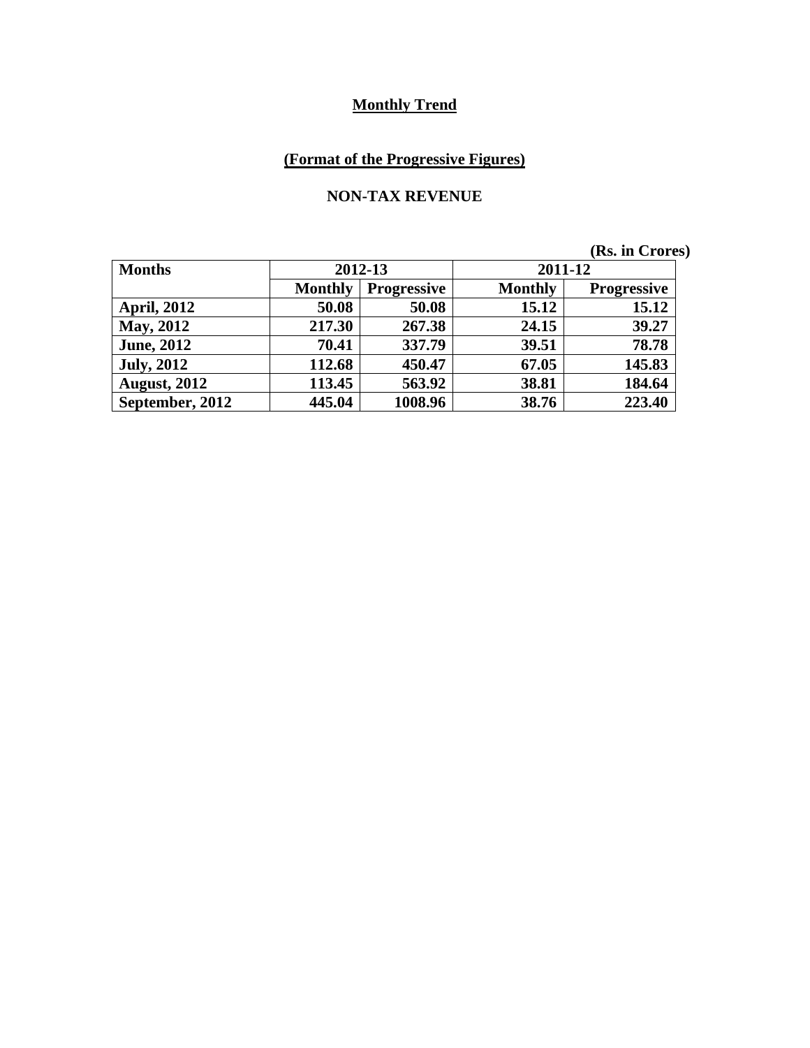# Monthly Trend

## (Format of the Progressive Figures)

### NON-TAX REVENUE

(Rs. in Crores)

| Months | 2012-13 | | 2011-12 | |
|---|---|---|---|---|
| | Monthly | Progressive | Monthly | Progressive |
| April, 2012 | 50.08 | 50.08 | 15.12 | 15.12 |
| May, 2012 | 217.30 | 267.38 | 24.15 | 39.27 |
| June, 2012 | 70.41 | 337.79 | 39.51 | 78.78 |
| July, 2012 | 112.68 | 450.47 | 67.05 | 145.83 |
| August, 2012 | 113.45 | 563.92 | 38.81 | 184.64 |
| September, 2012 | 445.04 | 1008.96 | 38.76 | 223.40 |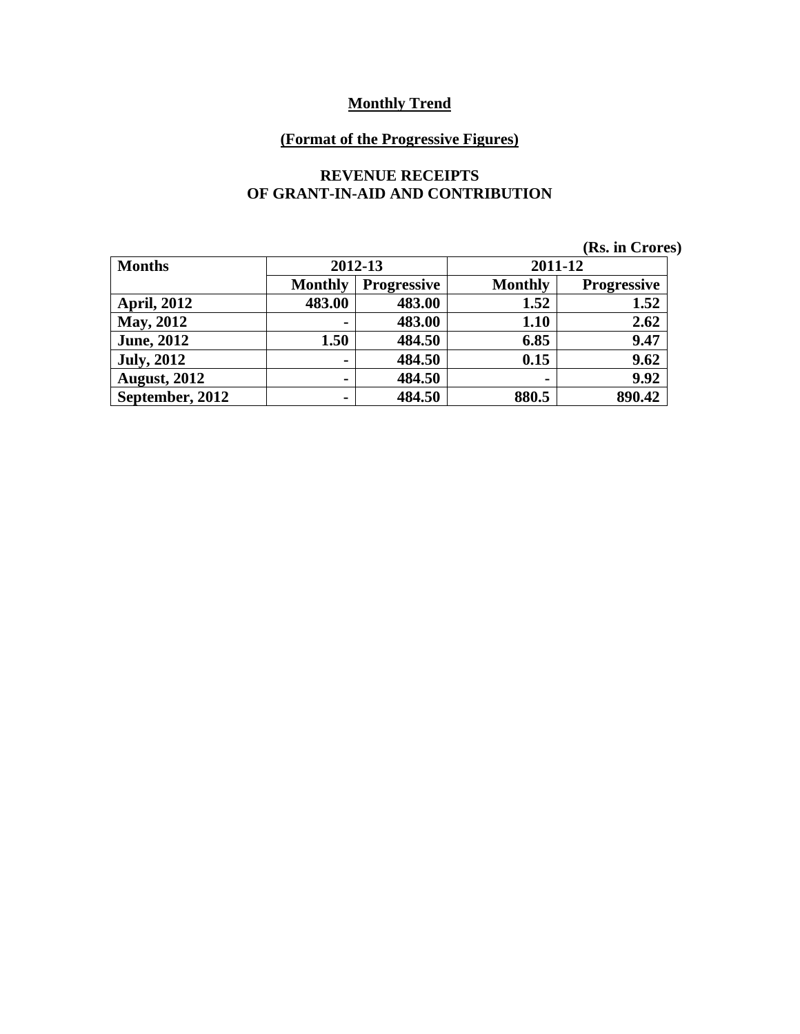**Monthly Trend**

**(Format of the Progressive Figures)**

**REVENUE RECEIPTS OF GRANT-IN-AID AND CONTRIBUTION**

**(Rs. in Crores)**

| Months | 2012-13 | | 2011-12 | |
|---|---|---|---|---|
| | Monthly | Progressive | Monthly | Progressive |
| April, 2012 | 483.00 | 483.00 | 1.52 | 1.52 |
| May, 2012 | - | 483.00 | 1.10 | 2.62 |
| June, 2012 | 1.50 | 484.50 | 6.85 | 9.47 |
| July, 2012 | - | 484.50 | 0.15 | 9.62 |
| August, 2012 | - | 484.50 | - | 9.92 |
| September, 2012 | - | 484.50 | 880.5 | 890.42 |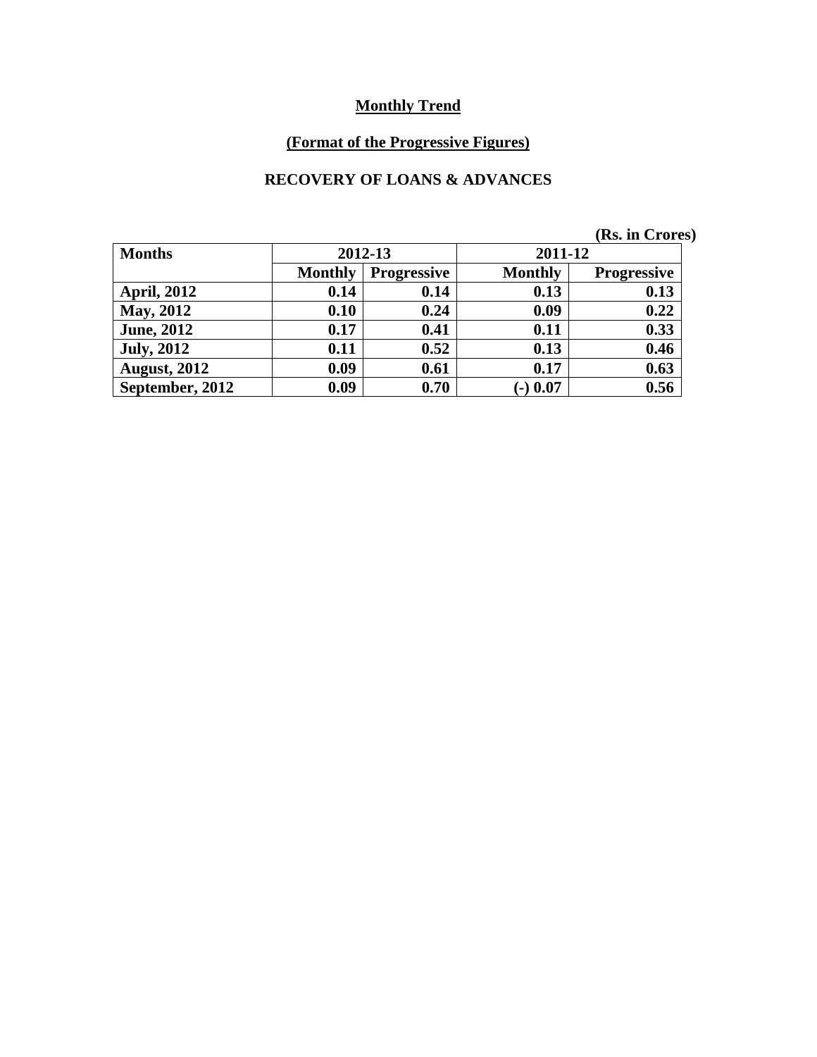**Monthly Trend**

**(Format of the Progressive Figures)**

**RECOVERY OF LOANS & ADVANCES**

(Rs. in Crores)

| Months | 2012-13 | | 2011-12 | |
|---|---|---|---|---|
| | Monthly | Progressive | Monthly | Progressive |
| April, 2012 | 0.14 | 0.14 | 0.13 | 0.13 |
| May, 2012 | 0.10 | 0.24 | 0.09 | 0.22 |
| June, 2012 | 0.17 | 0.41 | 0.11 | 0.33 |
| July, 2012 | 0.11 | 0.52 | 0.13 | 0.46 |
| August, 2012 | 0.09 | 0.61 | 0.17 | 0.63 |
| September, 2012 | 0.09 | 0.70 | (-) 0.07 | 0.56 |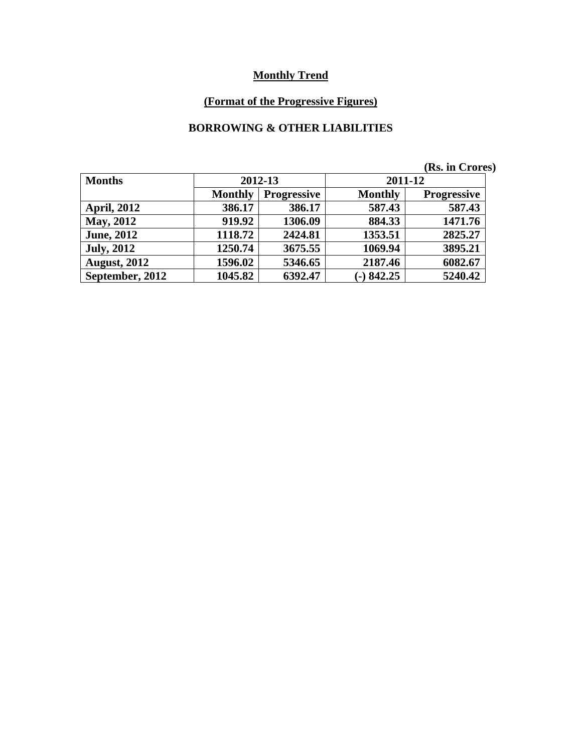## Monthly Trend

## (Format of the Progressive Figures)

### BORROWING & OTHER LIABILITIES

(Rs. in Crores)

| Months | 2012-13 | | 2011-12 | |
|---|---|---|---|---|
| | Monthly | Progressive | Monthly | Progressive |
| April, 2012 | 386.17 | 386.17 | 587.43 | 587.43 |
| May, 2012 | 919.92 | 1306.09 | 884.33 | 1471.76 |
| June, 2012 | 1118.72 | 2424.81 | 1353.51 | 2825.27 |
| July, 2012 | 1250.74 | 3675.55 | 1069.94 | 3895.21 |
| August, 2012 | 1596.02 | 5346.65 | 2187.46 | 6082.67 |
| September, 2012 | 1045.82 | 6392.47 | (-) 842.25 | 5240.42 |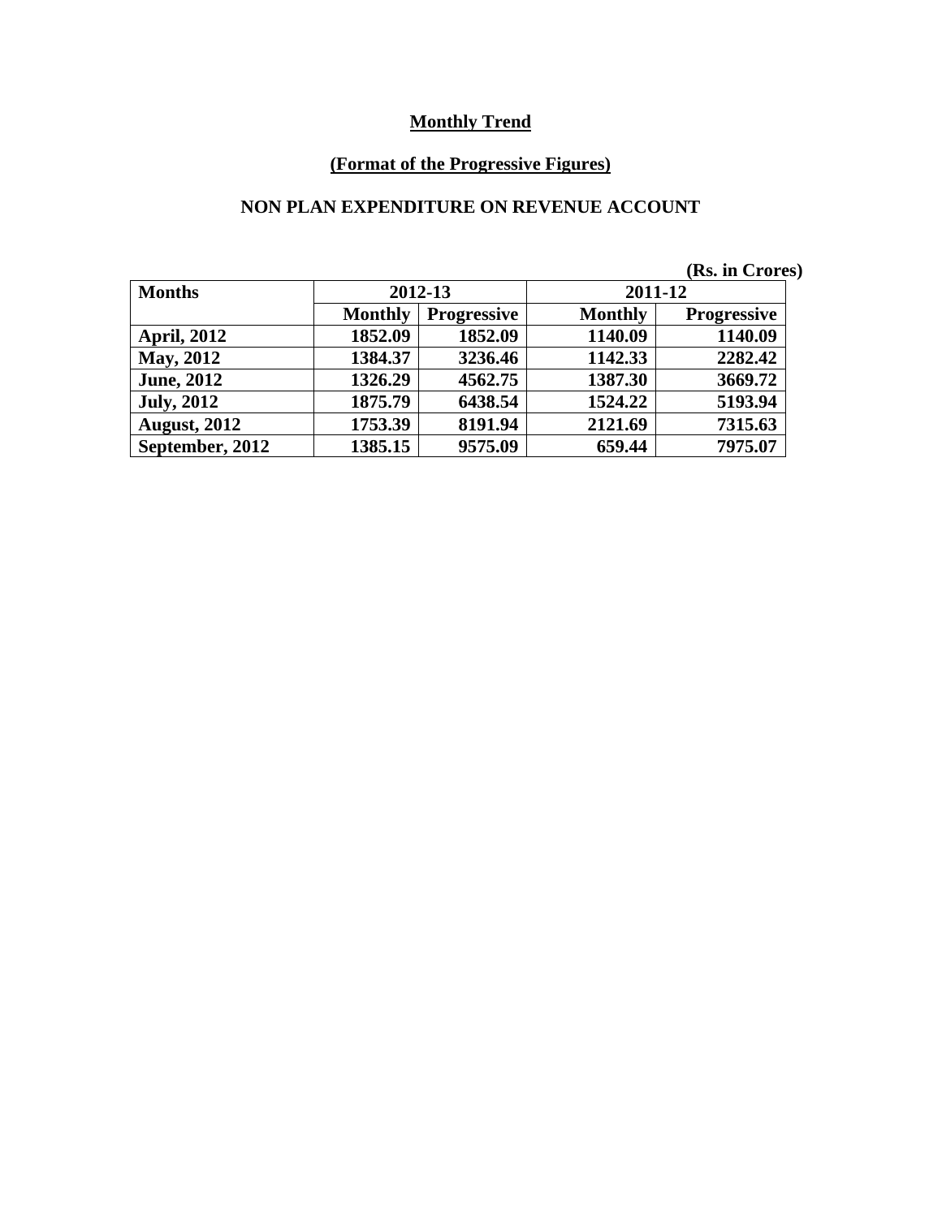## Monthly Trend

### (Format of the Progressive Figures)

### NON PLAN EXPENDITURE ON REVENUE ACCOUNT

(Rs. in Crores)

| Months | 2012-13 | | 2011-12 | |
|---|---|---|---|---|
| | Monthly | Progressive | Monthly | Progressive |
| April, 2012 | 1852.09 | 1852.09 | 1140.09 | 1140.09 |
| May, 2012 | 1384.37 | 3236.46 | 1142.33 | 2282.42 |
| June, 2012 | 1326.29 | 4562.75 | 1387.30 | 3669.72 |
| July, 2012 | 1875.79 | 6438.54 | 1524.22 | 5193.94 |
| August, 2012 | 1753.39 | 8191.94 | 2121.69 | 7315.63 |
| September, 2012 | 1385.15 | 9575.09 | 659.44 | 7975.07 |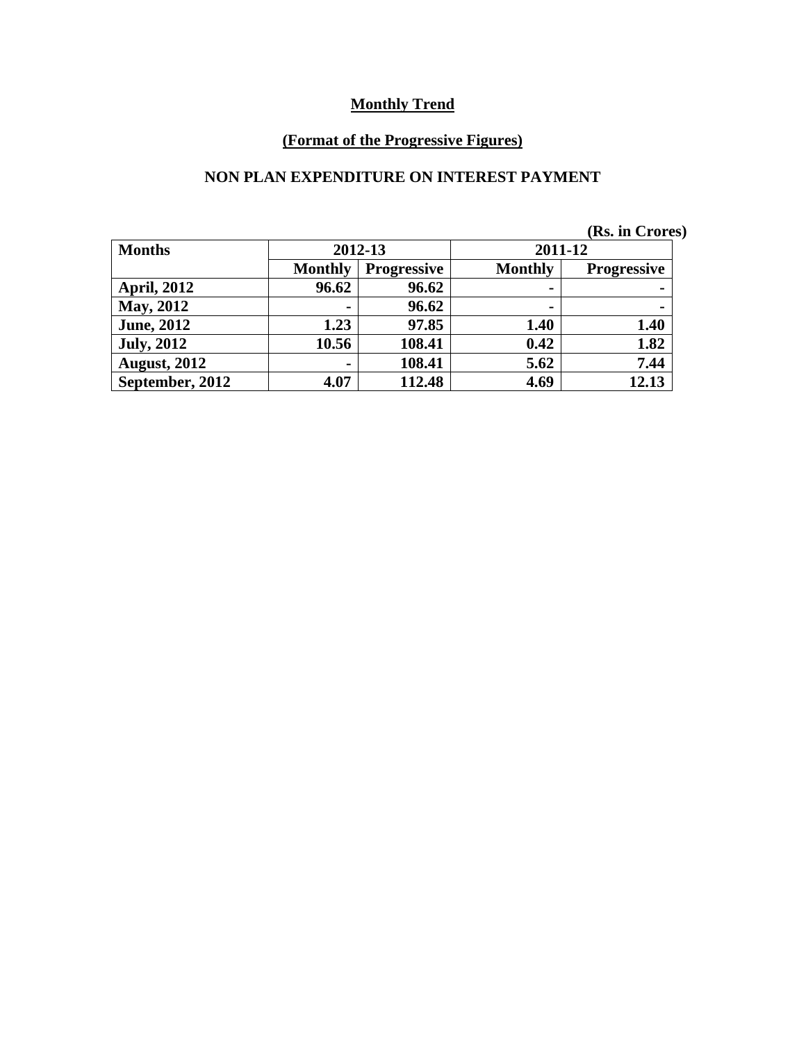## Monthly Trend

### (Format of the Progressive Figures)

### NON PLAN EXPENDITURE ON INTEREST PAYMENT

(Rs. in Crores)

| Months | 2012-13 | | 2011-12 | |
|---|---|---|---|---|
| | Monthly | Progressive | Monthly | Progressive |
| April, 2012 | 96.62 | 96.62 | - | - |
| May, 2012 | - | 96.62 | - | - |
| June, 2012 | 1.23 | 97.85 | 1.40 | 1.40 |
| July, 2012 | 10.56 | 108.41 | 0.42 | 1.82 |
| August, 2012 | - | 108.41 | 5.62 | 7.44 |
| September, 2012 | 4.07 | 112.48 | 4.69 | 12.13 |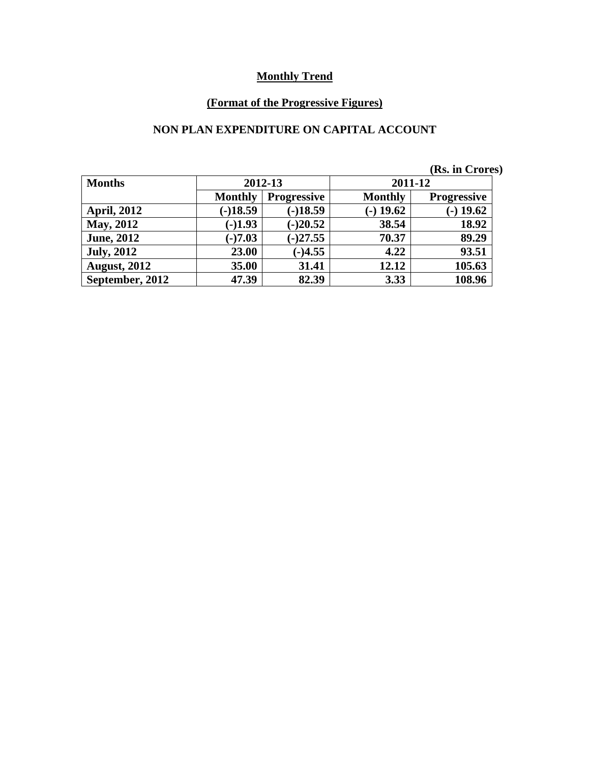**Monthly Trend**

**(Format of the Progressive Figures)**

**NON PLAN EXPENDITURE ON CAPITAL ACCOUNT**

**(Rs. in Crores)**

| Months | 2012-13 | | 2011-12 | |
|---|---|---|---|---|
| | Monthly | Progressive | Monthly | Progressive |
| April, 2012 | (-)18.59 | (-)18.59 | (-) 19.62 | (-) 19.62 |
| May, 2012 | (-)1.93 | (-)20.52 | 38.54 | 18.92 |
| June, 2012 | (-)7.03 | (-)27.55 | 70.37 | 89.29 |
| July, 2012 | 23.00 | (-)4.55 | 4.22 | 93.51 |
| August, 2012 | 35.00 | 31.41 | 12.12 | 105.63 |
| September, 2012 | 47.39 | 82.39 | 3.33 | 108.96 |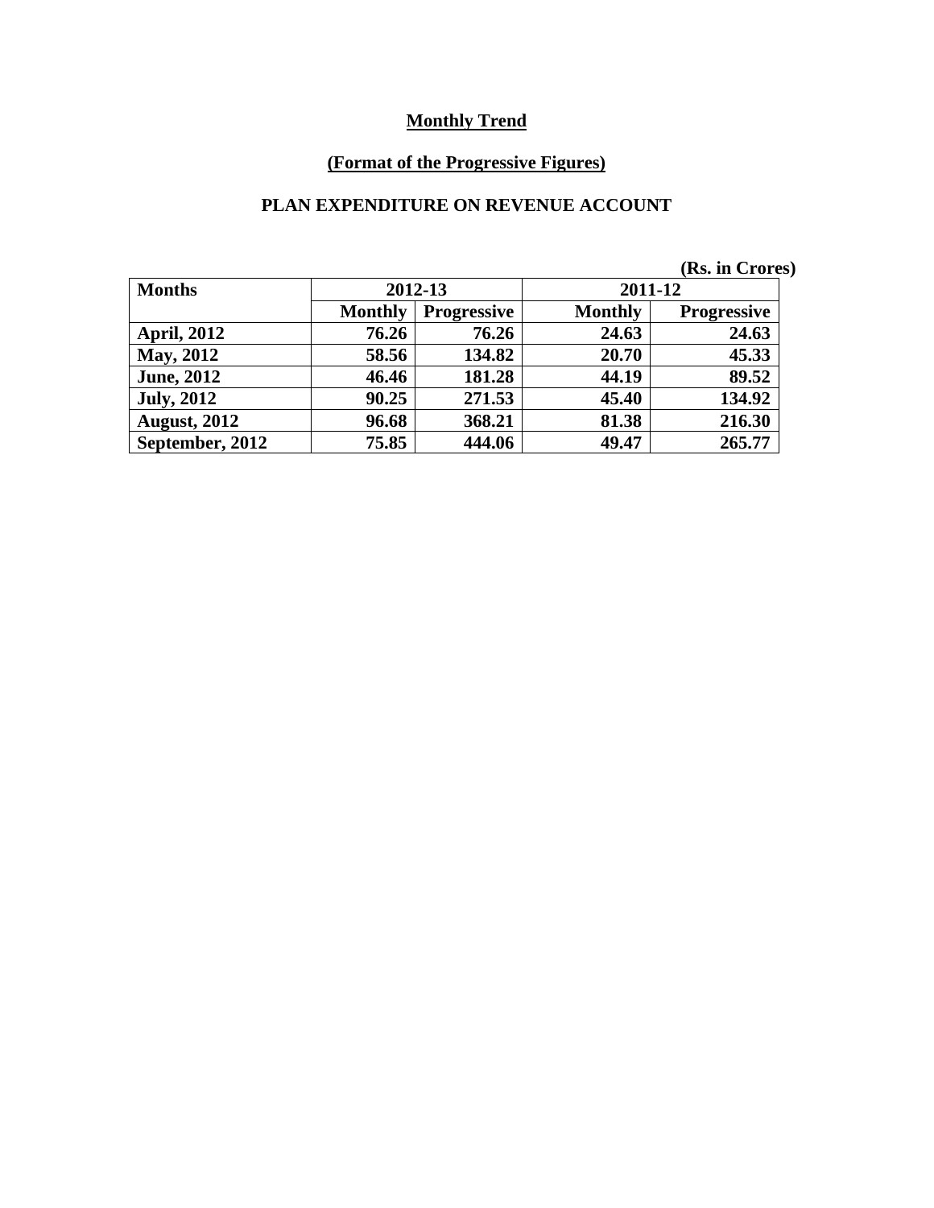## Monthly Trend

### (Format of the Progressive Figures)

### PLAN EXPENDITURE ON REVENUE ACCOUNT

(Rs. in Crores)

| Months | 2012-13 | | 2011-12 | |
|---|---|---|---|---|
| | Monthly | Progressive | Monthly | Progressive |
| April, 2012 | 76.26 | 76.26 | 24.63 | 24.63 |
| May, 2012 | 58.56 | 134.82 | 20.70 | 45.33 |
| June, 2012 | 46.46 | 181.28 | 44.19 | 89.52 |
| July, 2012 | 90.25 | 271.53 | 45.40 | 134.92 |
| August, 2012 | 96.68 | 368.21 | 81.38 | 216.30 |
| September, 2012 | 75.85 | 444.06 | 49.47 | 265.77 |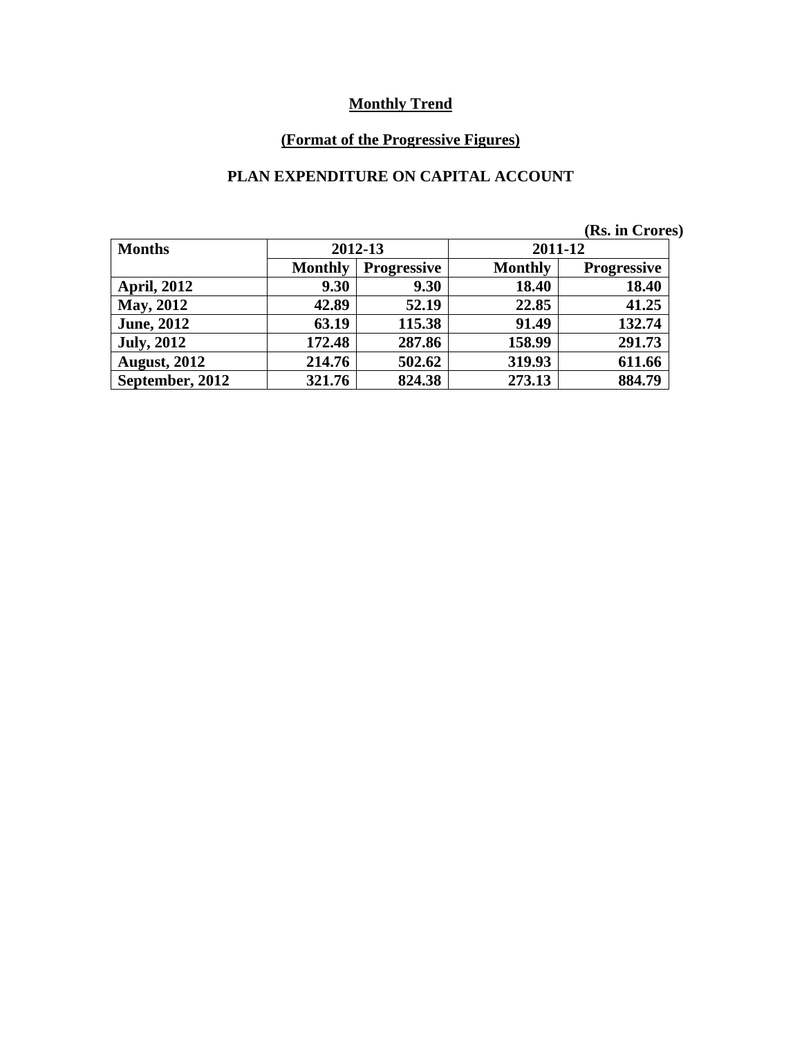## Monthly Trend

## (Format of the Progressive Figures)

## PLAN EXPENDITURE ON CAPITAL ACCOUNT

(Rs. in Crores)

| Months | 2012-13 | | 2011-12 | |
|---|---|---|---|---|
| | Monthly | Progressive | Monthly | Progressive |
| April, 2012 | 9.30 | 9.30 | 18.40 | 18.40 |
| May, 2012 | 42.89 | 52.19 | 22.85 | 41.25 |
| June, 2012 | 63.19 | 115.38 | 91.49 | 132.74 |
| July, 2012 | 172.48 | 287.86 | 158.99 | 291.73 |
| August, 2012 | 214.76 | 502.62 | 319.93 | 611.66 |
| September, 2012 | 321.76 | 824.38 | 273.13 | 884.79 |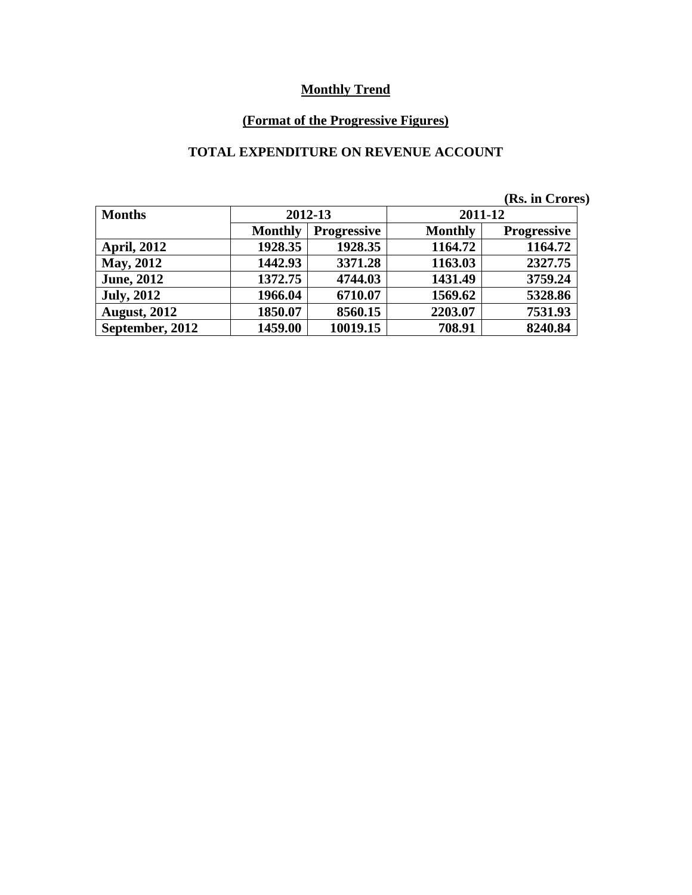**Monthly Trend**

**(Format of the Progressive Figures)**

**TOTAL EXPENDITURE ON REVENUE ACCOUNT**

**(Rs. in Crores)**

| Months | 2012-13 | | 2011-12 | |
|---|---|---|---|---|
| | Monthly | Progressive | Monthly | Progressive |
| April, 2012 | 1928.35 | 1928.35 | 1164.72 | 1164.72 |
| May, 2012 | 1442.93 | 3371.28 | 1163.03 | 2327.75 |
| June, 2012 | 1372.75 | 4744.03 | 1431.49 | 3759.24 |
| July, 2012 | 1966.04 | 6710.07 | 1569.62 | 5328.86 |
| August, 2012 | 1850.07 | 8560.15 | 2203.07 | 7531.93 |
| September, 2012 | 1459.00 | 10019.15 | 708.91 | 8240.84 |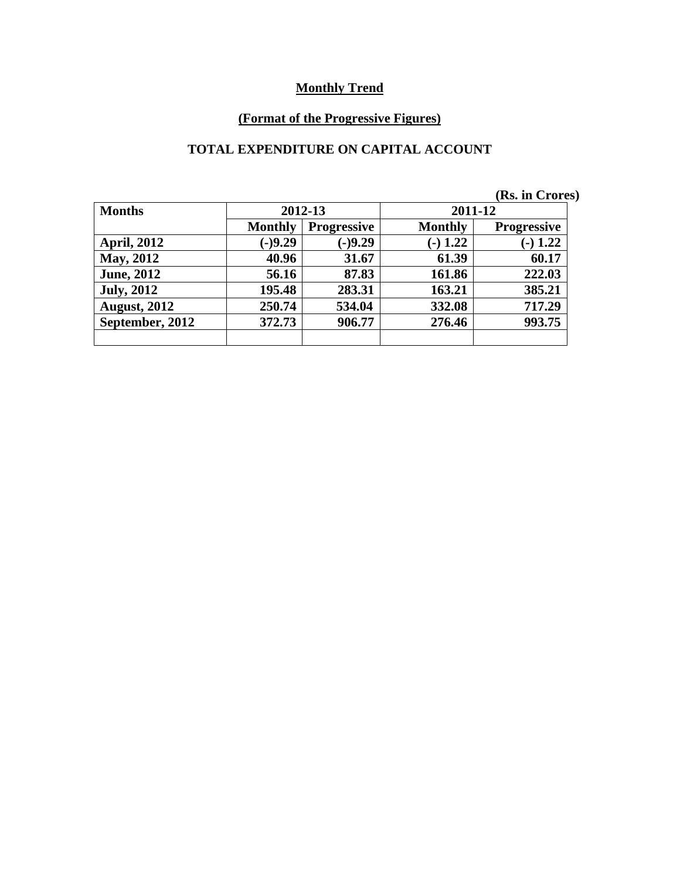## Monthly Trend

### (Format of the Progressive Figures)

### TOTAL EXPENDITURE ON CAPITAL ACCOUNT

(Rs. in Crores)

| Months | 2012-13 | | 2011-12 | |
|---|---|---|---|---|
| | Monthly | Progressive | Monthly | Progressive |
| April, 2012 | (-)9.29 | (-)9.29 | (-) 1.22 | (-) 1.22 |
| May, 2012 | 40.96 | 31.67 | 61.39 | 60.17 |
| June, 2012 | 56.16 | 87.83 | 161.86 | 222.03 |
| July, 2012 | 195.48 | 283.31 | 163.21 | 385.21 |
| August, 2012 | 250.74 | 534.04 | 332.08 | 717.29 |
| September, 2012 | 372.73 | 906.77 | 276.46 | 993.75 |
| | | | | |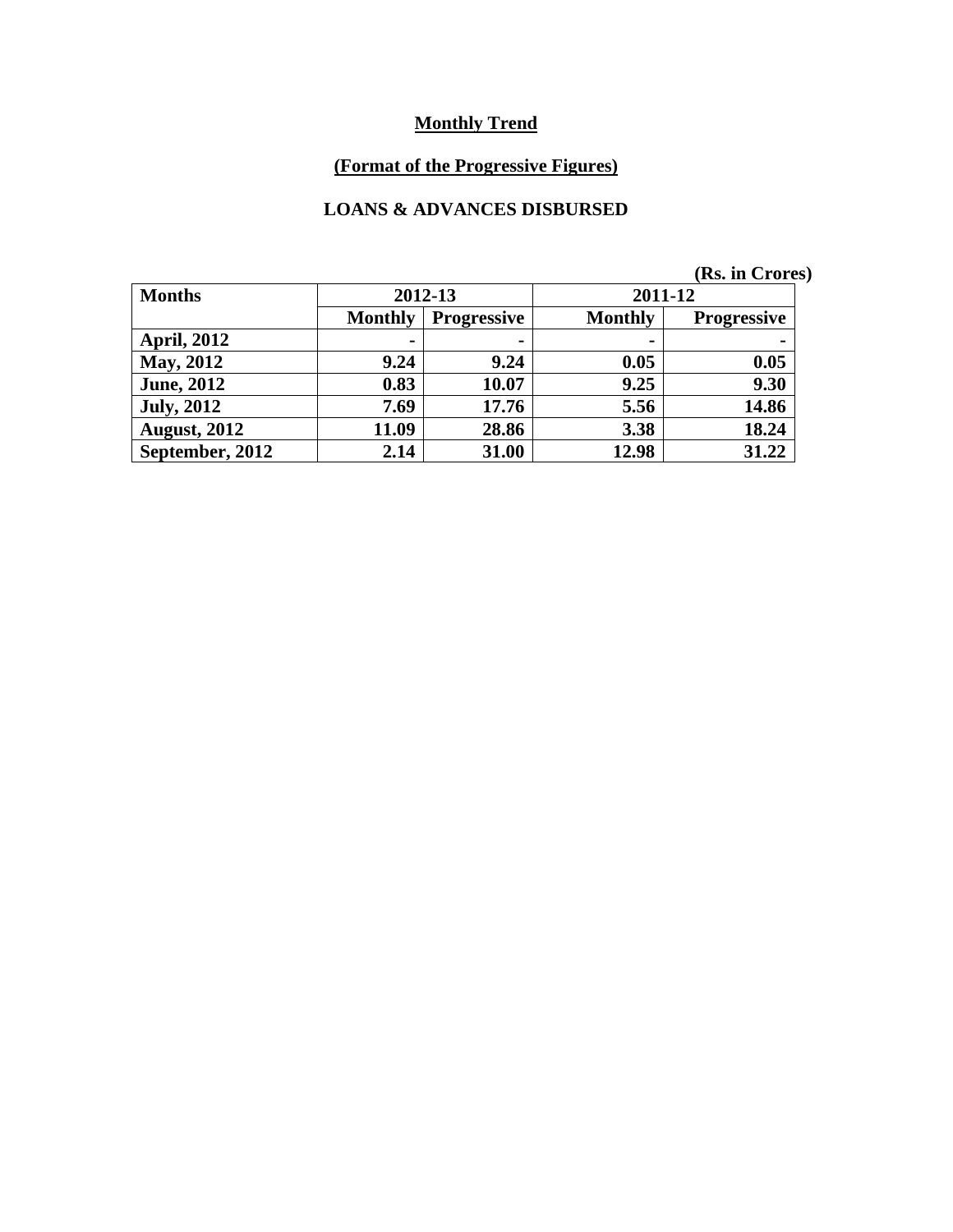**Monthly Trend**

**(Format of the Progressive Figures)**

**LOANS & ADVANCES DISBURSED**

(Rs. in Crores)

| Months | 2012-13 | | 2011-12 | |
|---|---|---|---|---|
| | Monthly | Progressive | Monthly | Progressive |
| April, 2012 | - | - | - | - |
| May, 2012 | 9.24 | 9.24 | 0.05 | 0.05 |
| June, 2012 | 0.83 | 10.07 | 9.25 | 9.30 |
| July, 2012 | 7.69 | 17.76 | 5.56 | 14.86 |
| August, 2012 | 11.09 | 28.86 | 3.38 | 18.24 |
| September, 2012 | 2.14 | 31.00 | 12.98 | 31.22 |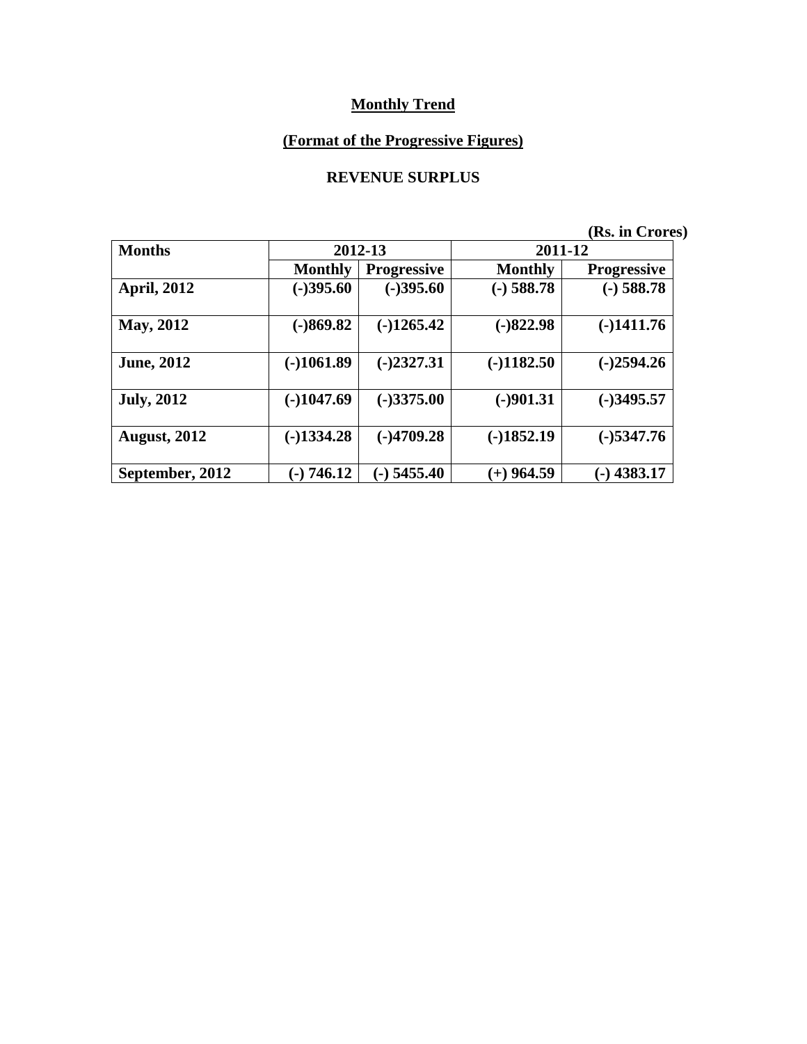**Monthly Trend**

**(Format of the Progressive Figures)**

**REVENUE SURPLUS**

(Rs. in Crores)

| Months | 2012-13 | | 2011-12 | |
|---|---|---|---|---|
| | Monthly | Progressive | Monthly | Progressive |
| April, 2012 | (-)395.60 | (-)395.60 | (-) 588.78 | (-) 588.78 |
| May, 2012 | (-)869.82 | (-)1265.42 | (-)822.98 | (-)1411.76 |
| June, 2012 | (-)1061.89 | (-)2327.31 | (-)1182.50 | (-)2594.26 |
| July, 2012 | (-)1047.69 | (-)3375.00 | (-)901.31 | (-)3495.57 |
| August, 2012 | (-)1334.28 | (-)4709.28 | (-)1852.19 | (-)5347.76 |
| September, 2012 | (-) 746.12 | (-) 5455.40 | (+) 964.59 | (-) 4383.17 |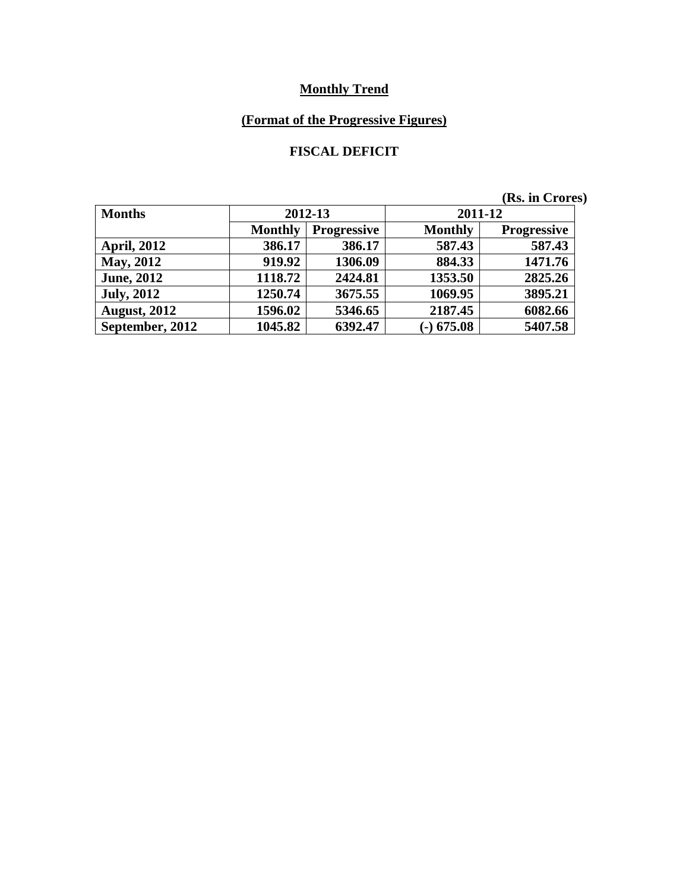## Monthly Trend

## (Format of the Progressive Figures)

## FISCAL DEFICIT

**(Rs. in Crores)**

| Months | 2012-13 | | 2011-12 | |
|---|---|---|---|---|
| | Monthly | Progressive | Monthly | Progressive |
| April, 2012 | 386.17 | 386.17 | 587.43 | 587.43 |
| May, 2012 | 919.92 | 1306.09 | 884.33 | 1471.76 |
| June, 2012 | 1118.72 | 2424.81 | 1353.50 | 2825.26 |
| July, 2012 | 1250.74 | 3675.55 | 1069.95 | 3895.21 |
| August, 2012 | 1596.02 | 5346.65 | 2187.45 | 6082.66 |
| September, 2012 | 1045.82 | 6392.47 | (-) 675.08 | 5407.58 |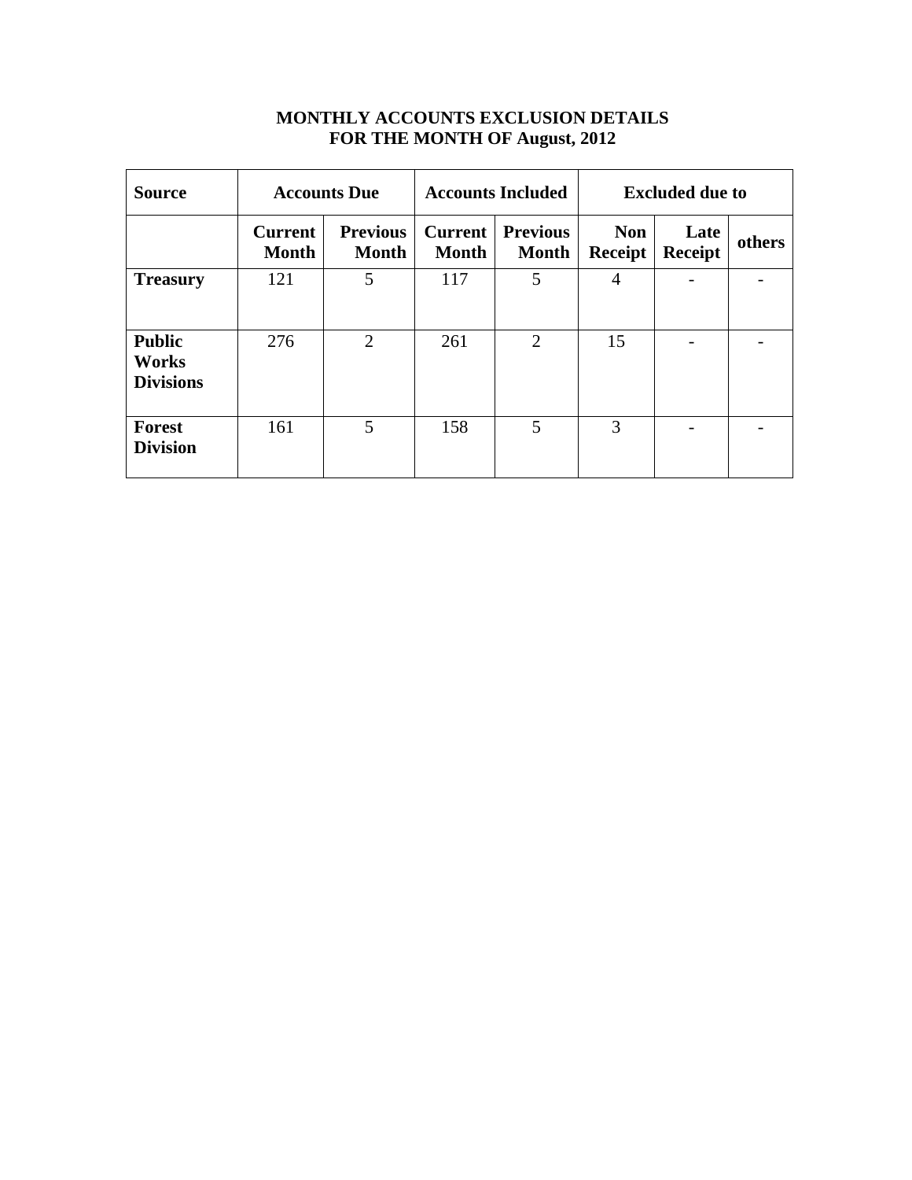**MONTHLY ACCOUNTS EXCLUSION DETAILS**
**FOR THE MONTH OF August, 2012**

| Source | Accounts Due | | Accounts Included | | Excluded due to | | |
|---|---|---|---|---|---|---|---|
| | Current Month | Previous Month | Current Month | Previous Month | Non Receipt | Late Receipt | others |
| **Treasury** | 121 | 5 | 117 | 5 | 4 | - | - |
| **Public Works Divisions** | 276 | 2 | 261 | 2 | 15 | - | - |
| **Forest Division** | 161 | 5 | 158 | 5 | 3 | - | - |